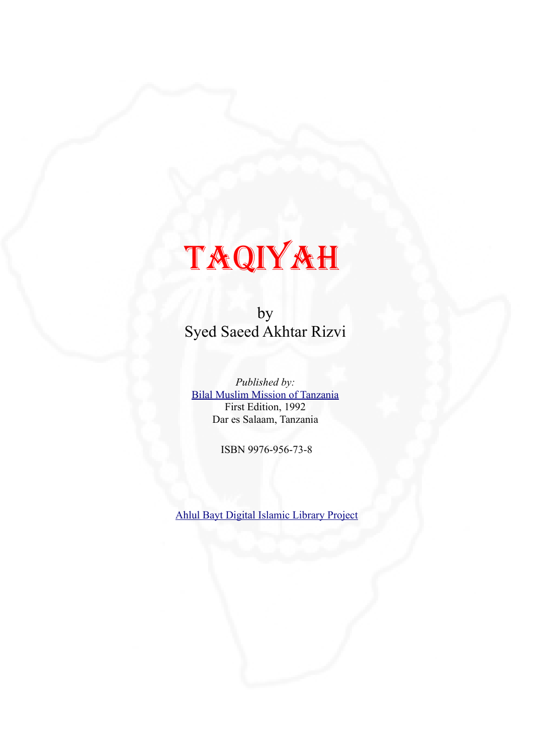# TAQIYAH

by
Syed Saeed Akhtar Rizvi

*Published by:*
Bilal Muslim Mission of Tanzania
First Edition, 1992
Dar es Salaam, Tanzania

ISBN 9976-956-73-8

Ahlul Bayt Digital Islamic Library Project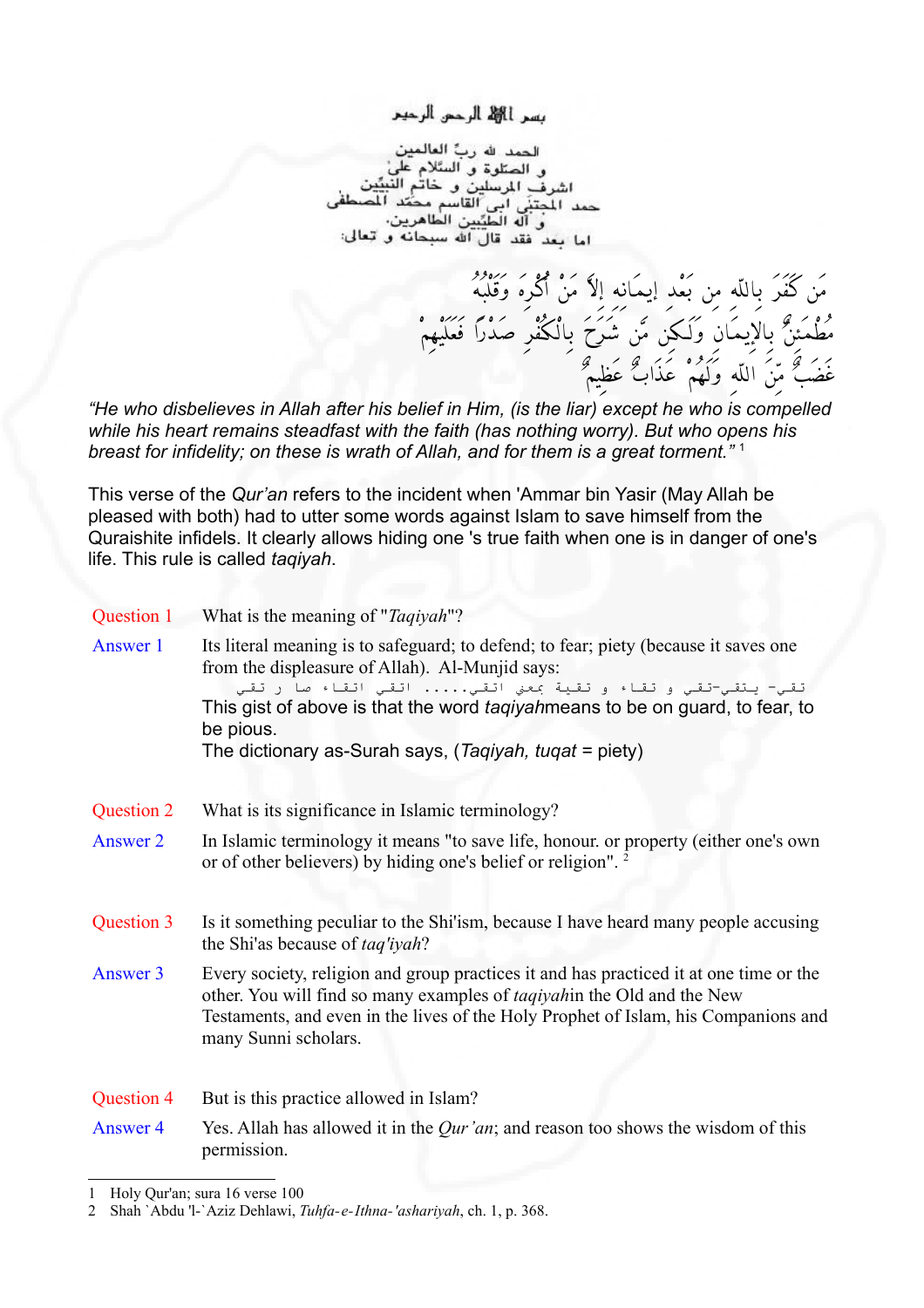بسم الله الرحمن الرحيم

الحمد لله ربّ العالمين
و الصلوة و السّلام على
اشرف المرسلين و خاتم النبيّين
حمد المجتبى ابى القاسم محمّد المصطفى
و آله الطيّبين الطاهرين.
اما بعد فقد قال الله سبحانه و تعالى:

مَن كَفَرَ بِاللّهِ مِن بَعْدِ إيمَانِهِ إِلاَّ مَنْ أُكْرِهَ وَقَلْبُهُ مُطْمَئِنٌّ بِالإِيمَانِ وَلَـكِن مَّن شَرَحَ بِالْكُفْرِ صَدْرًا فَعَلَيْهِمْ غَضَبٌ مِّنَ اللّهِ وَلَهُمْ عَذَابٌ عَظِيمٌ

*"He who disbelieves in Allah after his belief in Him, (is the liar) except he who is compelled while his heart remains steadfast with the faith (has nothing worry). But who opens his breast for infidelity; on these is wrath of Allah, and for them is a great torment."* [1]

This verse of the *Qur'an* refers to the incident when 'Ammar bin Yasir (May Allah be pleased with both) had to utter some words against Islam to save himself from the Quraishite infidels. It clearly allows hiding one 's true faith when one is in danger of one's life. This rule is called *taqiyah*.

**Question 1** What is the meaning of "*Taqiyah*"?

**Answer 1** Its literal meaning is to safeguard; to defend; to fear; piety (because it saves one from the displeasure of Allah). Al-Munjid says:

تقى- يتقي-تقي و تقاء و تقية بمعي اتقي..... اتقي اتقاء صا ر تقي

This gist of above is that the word *taqiyah*means to be on guard, to fear, to be pious.

The dictionary as-Surah says, (*Taqiyah, tuqat* = piety)

**Question 2** What is its significance in Islamic terminology?

**Answer 2** In Islamic terminology it means "to save life, honour. or property (either one's own or of other believers) by hiding one's belief or religion". [2]

**Question 3** Is it something peculiar to the Shi'ism, because I have heard many people accusing the Shi'as because of *taq'iyah*?

**Answer 3** Every society, religion and group practices it and has practiced it at one time or the other. You will find so many examples of *taqiyah*in the Old and the New Testaments, and even in the lives of the Holy Prophet of Islam, his Companions and many Sunni scholars.

**Question 4** But is this practice allowed in Islam?

**Answer 4** Yes. Allah has allowed it in the *Qur'an*; and reason too shows the wisdom of this permission.

---

1 Holy Qur'an; sura 16 verse 100
2 Shah `Abdu 'l-`Aziz Dehlawi, *Tuhfa-e-Ithna-'ashariyah*, ch. 1, p. 368.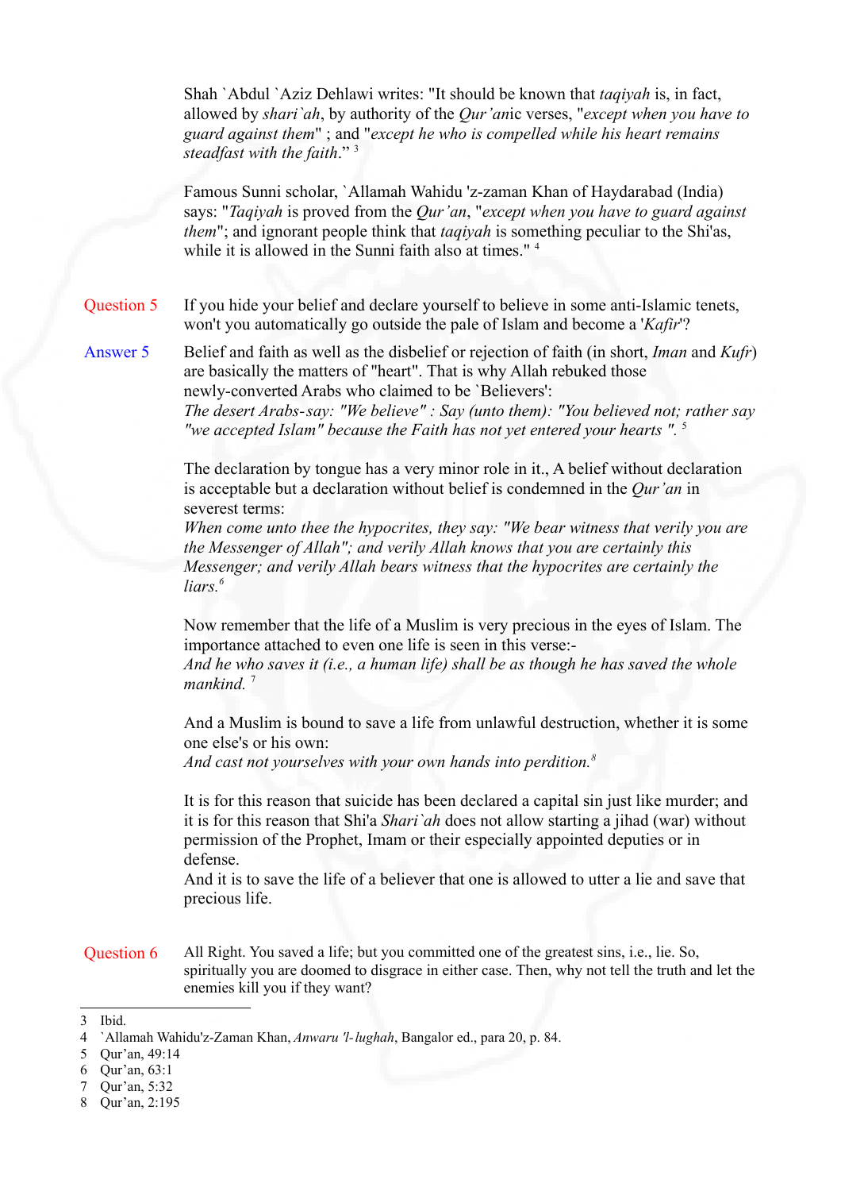Shah `Abdul `Aziz Dehlawi writes: "It should be known that *taqiyah* is, in fact, allowed by *shari`ah*, by authority of the *Qur'an*ic verses, "*except when you have to guard against them*" ; and "*except he who is compelled while his heart remains steadfast with the faith*." [3]

Famous Sunni scholar, `Allamah Wahidu 'z-zaman Khan of Haydarabad (India) says: "*Taqiyah* is proved from the *Qur'an*, "*except when you have to guard against them*"; and ignorant people think that *taqiyah* is something peculiar to the Shi'as, while it is allowed in the Sunni faith also at times." [4]

**Question 5** If you hide your belief and declare yourself to believe in some anti-Islamic tenets, won't you automatically go outside the pale of Islam and become a '*Kafir*'?

**Answer 5** Belief and faith as well as the disbelief or rejection of faith (in short, *Iman* and *Kufr*) are basically the matters of "heart". That is why Allah rebuked those newly-converted Arabs who claimed to be `Believers':
*The desert Arabs-say: "We believe" : Say (unto them): "You believed not; rather say "we accepted Islam" because the Faith has not yet entered your hearts ".* [5]

The declaration by tongue has a very minor role in it., A belief without declaration is acceptable but a declaration without belief is condemned in the *Qur'an* in severest terms:
*When come unto thee the hypocrites, they say: "We bear witness that verily you are the Messenger of Allah"; and verily Allah knows that you are certainly this Messenger; and verily Allah bears witness that the hypocrites are certainly the liars.* [6]

Now remember that the life of a Muslim is very precious in the eyes of Islam. The importance attached to even one life is seen in this verse:-
*And he who saves it (i.e., a human life) shall be as though he has saved the whole mankind.* [7]

And a Muslim is bound to save a life from unlawful destruction, whether it is some one else's or his own:
*And cast not yourselves with your own hands into perdition.* [8]

It is for this reason that suicide has been declared a capital sin just like murder; and it is for this reason that Shi'a *Shari`ah* does not allow starting a jihad (war) without permission of the Prophet, Imam or their especially appointed deputies or in defense.
And it is to save the life of a believer that one is allowed to utter a lie and save that precious life.

**Question 6** All Right. You saved a life; but you committed one of the greatest sins, i.e., lie. So, spiritually you are doomed to disgrace in either case. Then, why not tell the truth and let the enemies kill you if they want?

---

3 Ibid.
4 `Allamah Wahidu'z-Zaman Khan, *Anwaru 'l-lughah*, Bangalor ed., para 20, p. 84.
5 Qur'an, 49:14
6 Qur'an, 63:1
7 Qur'an, 5:32
8 Qur'an, 2:195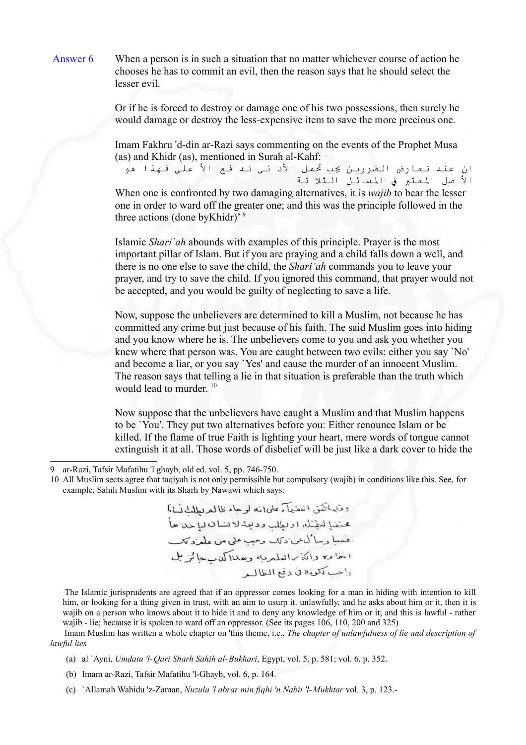Answer 6 When a person is in such a situation that no matter whichever course of action he chooses he has to commit an evil, then the reason says that he should select the lesser evil.

Or if he is forced to destroy or damage one of his two possessions, then surely he would damage or destroy the less-expensive item to save the more precious one.

Imam Fakhru 'd-din ar-Razi says commenting on the events of the Prophet Musa (as) and Khidr (as), mentioned in Surah al-Kahf:

ان عند تعارض الضررين يجب تحمل الأدنى لدفع الأعلى فهذا هو الأصل المعتبر في المسائل الثلاثة

When one is confronted by two damaging alternatives, it is *wajib* to bear the lesser one in order to ward off the greater one; and this was the principle followed in the three actions (done byKhidr)' [9]

Islamic *Shari`ah* abounds with examples of this principle. Prayer is the most important pillar of Islam. But if you are praying and a child falls down a well, and there is no one else to save the child, the *Shari'ah* commands you to leave your prayer, and try to save the child. If you ignored this command, that prayer would not be accepted, and you would be guilty of neglecting to save a life.

Now, suppose the unbelievers are determined to kill a Muslim, not because he has committed any crime but just because of his faith. The said Muslim goes into hiding and you know where he is. The unbelievers come to you and ask you whether you knew where that person was. You are caught between two evils: either you say `No' and become a liar, or you say `Yes' and cause the murder of an innocent Muslim. The reason says that telling a lie in that situation is preferable than the truth which would lead to murder. [10]

Now suppose that the unbelievers have caught a Muslim and that Muslim happens to be `You'. They put two alternatives before you: Either renounce Islam or be killed. If the flame of true Faith is lighting your heart, mere words of tongue cannot extinguish it at all. Those words of disbelief will be just like a dark cover to hide the

---

9 ar-Razi, Tafsir Mafatihu 'l ghayb, old ed. vol. 5, pp. 746-750.

10 All Muslim sects agree that taqiyah is not only permissible but compulsory (wajib) in conditions like this. See, for example, Sahih Muslim with its Sharh by Nawawi which says:

وقد اتفق الفقهاء على انه لو جاء ظالم يطلب انسانا مختفيا ليقتله، او يطلب وديعة لانسان ليأخذها غصبا وسأل عن ذلك وجب على من علم ذلك اخفاءه وانكار العلم به وهذا كذب جائز بل واجب لكونه في دفع الظالم

The Islamic jurisprudents are agreed that if an oppressor comes looking for a man in hiding with intention to kill him, or looking for a thing given in trust, with an aim to usurp it unlawfully, and he asks about him or it, then it is wajib on a person who knows about it to hide it and to deny any knowledge of him or it; and this is lawful - rather wajib - lie; because it is spoken to ward off an oppressor. (See its pages 106, 110, 200 and 325)

Imam Muslim has written a whole chapter on 'this theme, i.e., *The chapter of unlawfulness of lie and description of lawful lies*

(a) al `Ayni, *Umdatu 'l-Qari Sharh Sahih al-Bukhari*, Egypt, vol. 5, p. 581; vol. 6, p. 352.

(b) Imam ar-Razi, Tafsir Mafatihu 'l-Ghayb, vol. 6, p. 164.

(c) `Allamah Wahidu 'z-Zaman, *Nuzulu 'l abrar min fiqhi 'n Nabii 'l-Mukhtar* vol. 3, p. 123.-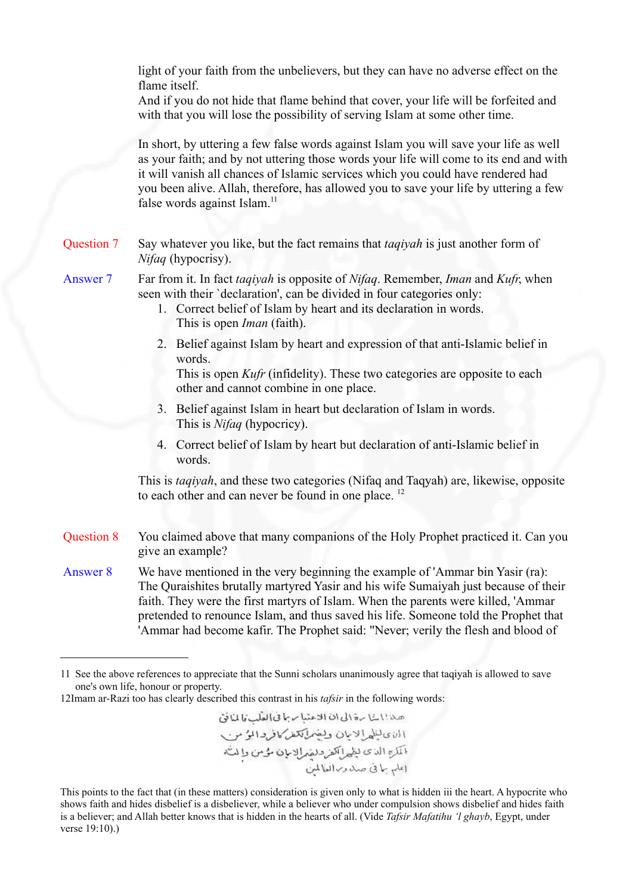light of your faith from the unbelievers, but they can have no adverse effect on the flame itself.
And if you do not hide that flame behind that cover, your life will be forfeited and with that you will lose the possibility of serving Islam at some other time.

In short, by uttering a few false words against Islam you will save your life as well as your faith; and by not uttering those words your life will come to its end and with it will vanish all chances of Islamic services which you could have rendered had you been alive. Allah, therefore, has allowed you to save your life by uttering a few false words against Islam.[11]

**Question 7** Say whatever you like, but the fact remains that *taqiyah* is just another form of *Nifaq* (hypocrisy).

**Answer 7** Far from it. In fact *taqiyah* is opposite of *Nifaq*. Remember, *Iman* and *Kufr*, when seen with their `declaration', can be divided in four categories only:

1. Correct belief of Islam by heart and its declaration in words.
   This is open *Iman* (faith).
2. Belief against Islam by heart and expression of that anti-Islamic belief in words.
   This is open *Kufr* (infidelity). These two categories are opposite to each other and cannot combine in one place.
3. Belief against Islam in heart but declaration of Islam in words.
   This is *Nifaq* (hypocrisy).
4. Correct belief of Islam by heart but declaration of anti-Islamic belief in words.

This is *taqiyah*, and these two categories (Nifaq and Taqyah) are, likewise, opposite to each other and can never be found in one place.[12]

**Question 8** You claimed above that many companions of the Holy Prophet practiced it. Can you give an example?

**Answer 8** We have mentioned in the very beginning the example of 'Ammar bin Yasir (ra): The Quraishites brutally martyred Yasir and his wife Sumaiyah just because of their faith. They were the first martyrs of Islam. When the parents were killed, 'Ammar pretended to renounce Islam, and thus saved his life. Someone told the Prophet that 'Ammar had become kafir. The Prophet said: "Never; verily the flesh and blood of

---

11 See the above references to appreciate that the Sunni scholars unanimously agree that taqiyah is allowed to save one's own life, honour or property.

12 Imam ar-Razi too has clearly described this contrast in his *tafsir* in the following words:

هذا إشارة إلى أن الاعتبار بما في القلب فالمنافق الذي يظهر الإيمان ويضمر الكفر كافر والمؤمن المكره الذي يظهر الكفر ويضمر الإيمان مؤمن والله أعلم بما في صدور العالمين

This points to the fact that (in these matters) consideration is given only to what is hidden iii the heart. A hypocrite who shows faith and hides disbelief is a disbeliever, while a believer who under compulsion shows disbelief and hides faith is a believer; and Allah better knows that is hidden in the hearts of all. (Vide *Tafsir Mafatihu 'l ghayb*, Egypt, under verse 19:10).)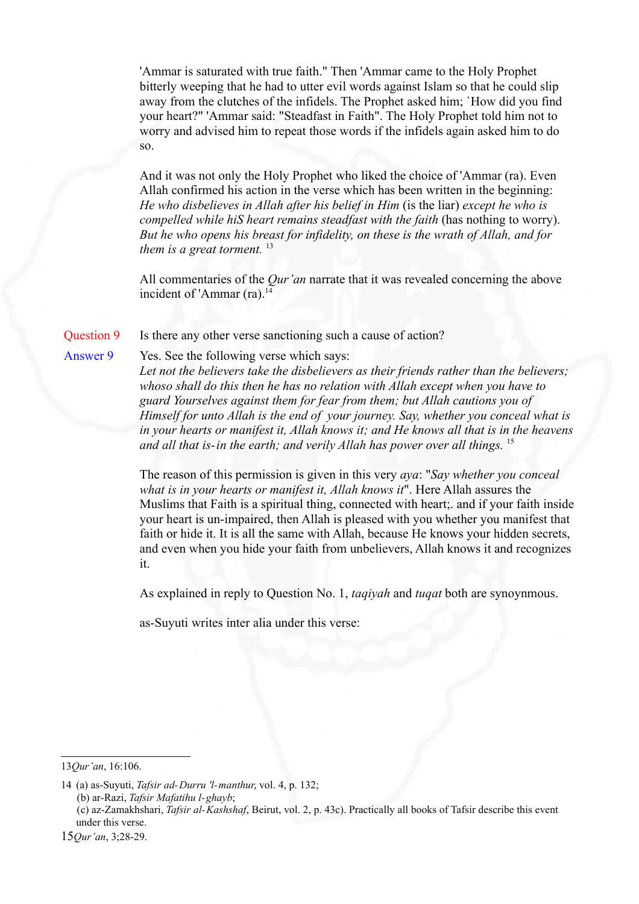'Ammar is saturated with true faith." Then 'Ammar came to the Holy Prophet bitterly weeping that he had to utter evil words against Islam so that he could slip away from the clutches of the infidels. The Prophet asked him; `How did you find your heart?" 'Ammar said: "Steadfast in Faith". The Holy Prophet told him not to worry and advised him to repeat those words if the infidels again asked him to do so.

And it was not only the Holy Prophet who liked the choice of 'Ammar (ra). Even Allah confirmed his action in the verse which has been written in the beginning: *He who disbelieves in Allah after his belief in Him* (is the liar) *except he who is compelled while hiS heart remains steadfast with the faith* (has nothing to worry). *But he who opens his breast for infidelity, on these is the wrath of Allah, and for them is a great torment.* [13]

All commentaries of the *Qur'an* narrate that it was revealed concerning the above incident of 'Ammar (ra).[14]

**Question 9** Is there any other verse sanctioning such a cause of action?

**Answer 9** Yes. See the following verse which says:
*Let not the believers take the disbelievers as their friends rather than the believers; whoso shall do this then he has no relation with Allah except when you have to guard Yourselves against them for fear from them; but Allah cautions you of Himself for unto Allah is the end of your journey. Say, whether you conceal what is in your hearts or manifest it, Allah knows it; and He knows all that is in the heavens and all that is- in the earth; and verily Allah has power over all things.* [15]

The reason of this permission is given in this very *aya*: "*Say whether you conceal what is in your hearts or manifest it, Allah knows it*". Here Allah assures the Muslims that Faith is a spiritual thing, connected with heart;. and if your faith inside your heart is un-impaired, then Allah is pleased with you whether you manifest that faith or hide it. It is all the same with Allah, because He knows your hidden secrets, and even when you hide your faith from unbelievers, Allah knows it and recognizes it.

As explained in reply to Question No. 1, *taqiyah* and *tuqat* both are synoynmous.

as-Suyuti writes inter alia under this verse:

---

13 *Qur'an*, 16:106.

14 (a) as-Suyuti, *Tafsir ad-Durru 'l-manthur*, vol. 4, p. 132;
(b) ar-Razi, *Tafsir Mafatihu l-ghayb*;
(c) az-Zamakhshari, *Tafsir al-Kashshaf*, Beirut, vol. 2, p. 43c). Practically all books of Tafsir describe this event under this verse.

15 *Qur'an*, 3;28-29.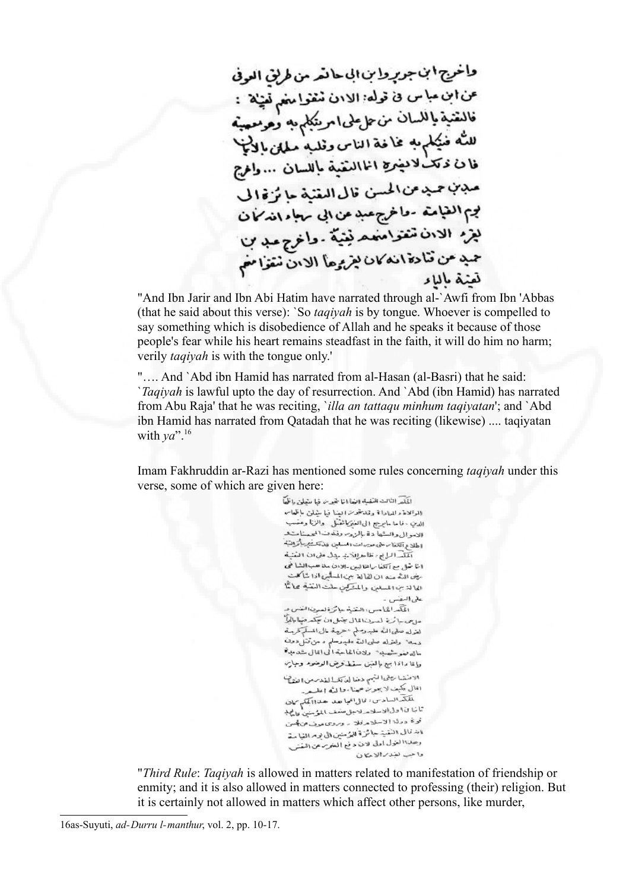واخرج ابن جرير وابن ابی حاتم من طریق العوفی عن ابن عباس فی قوله: الا ان تتقوا منهم تقیة: فالتقیة باللسان من حمل علی امر یتکلم به وهو معصیة للّٰه فیتکلم به مخافة الناس وقلبه مطمئن بالایمان فان ذلک لایضره انما التقیة باللسان ... واخرج عبد بن حمید عن الحسن قال التقیة جائزة الی یوم القیامة - واخرج عبد عن ابی رجاء انه کان یقرء الا ان تتقوا منهم تقیة - واخرج عبد بن حمید عن قتادة انه کان یقرءها الا ان تتقوا منهم تقیة بالیاء

"And Ibn Jarir and Ibn Abi Hatim have narrated through al-`Awfi from Ibn 'Abbas (that he said about this verse): `So *taqiyah* is by tongue. Whoever is compelled to say something which is disobedience of Allah and he speaks it because of those people's fear while his heart remains steadfast in the faith, it will do him no harm; verily *taqiyah* is with the tongue only.'

"…. And `Abd ibn Hamid has narrated from al-Hasan (al-Basri) that he said: `*Taqiyah* is lawful upto the day of resurrection. And `Abd (ibn Hamid) has narrated from Abu Raja' that he was reciting, `*illa an tattaqu minhum taqiyatan*'; and `Abd ibn Hamid has narrated from Qatadah that he was reciting (likewise) .... taqiyatan with *ya*".[16]

Imam Fakhruddin ar-Razi has mentioned some rules concerning *taqiyah* under this verse, some of which are given here:

الحکم الثالث التقیة انما تجوز فیما یتعلق باظهار الموالاة والمعاداة وقد تجوز ایضا فیما یتعلق باظهار الدین - فاما ما یرجع الی الغیر کالقتل والزنا وغصب الاموال والشهادة بالزور وقذف المحصنات واطلاع الکفار علی عورات المسلمین فذلک غیر جائز البتة

الحکم الرابع - ظاهر الآیة یدل علی ان التقیة انما تحل مع الکفار الغالبین - الا ان مذهب الشافعی رضی اللّٰه عنه ان الحالة بین المسلمین اذا شاکلت الحالة بین المسلمین والمشرکین حلت التقیة محاماة علی النفس -

الحکم الخامس: التقیة جائزة لصون النفس - وهل هی جائزة لصون المال یحتمل ان یحکم فیها بالجواز لقوله صلی اللّٰه علیه وسلم "حرمة مال المسلم کحرمة دمه" ولقوله صلی اللّٰه علیه وسلم "من قتل دون ماله فهو شهید" ولان الحاجة الی المال شدیدة والماء اذا بیع بالغبن سقط فرض الوضوء وجاز الاقتصار علی التیمم دفعا لذلک القدر من نقصان المال فکیف لا یجوز ههنا - واللّٰه اعلم -

الحکم السادس: قال مجاهد هذا الحکم کان ثابتا فی اول الاسلام لاجل ضعف المؤمنین فاما بعد قوة دولة الاسلام فلا - وروی عوف عن الحسن انه قال التقیة جائزة للمؤمنین الی یوم القیامة وهذا القول اولی لان دفع الضرر عن النفس واجب بقدر الامکان

"*Third Rule*: *Taqiyah* is allowed in matters related to manifestation of friendship or enmity; and it is also allowed in matters connected to professing (their) religion. But it is certainly not allowed in matters which affect other persons, like murder,

[16] as-Suyuti, *ad-Durru l-manthur*, vol. 2, pp. 10-17.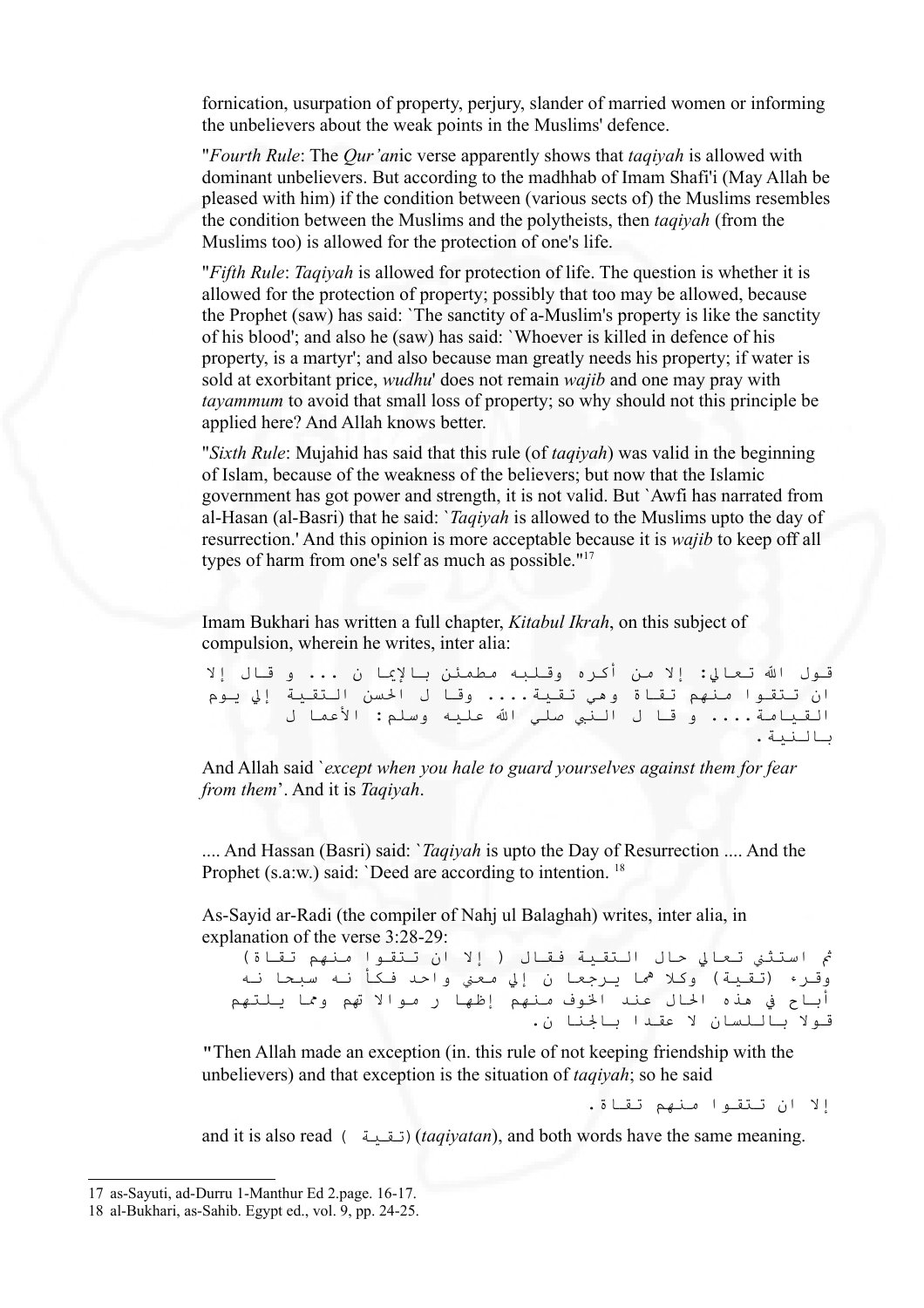fornication, usurpation of property, perjury, slander of married women or informing the unbelievers about the weak points in the Muslims' defence.

"*Fourth Rule*: The *Qur'an*ic verse apparently shows that *taqiyah* is allowed with dominant unbelievers. But according to the madhhab of Imam Shafi'i (May Allah be pleased with him) if the condition between (various sects of) the Muslims resembles the condition between the Muslims and the polytheists, then *taqiyah* (from the Muslims too) is allowed for the protection of one's life.

"*Fifth Rule*: *Taqiyah* is allowed for protection of life. The question is whether it is allowed for the protection of property; possibly that too may be allowed, because the Prophet (saw) has said: `The sanctity of a-Muslim's property is like the sanctity of his blood'; and also he (saw) has said: `Whoever is killed in defence of his property, is a martyr'; and also because man greatly needs his property; if water is sold at exorbitant price, *wudhu*' does not remain *wajib* and one may pray with *tayammum* to avoid that small loss of property; so why should not this principle be applied here? And Allah knows better.

"*Sixth Rule*: Mujahid has said that this rule (of *taqiyah*) was valid in the beginning of Islam, because of the weakness of the believers; but now that the Islamic government has got power and strength, it is not valid. But `Awfi has narrated from al-Hasan (al-Basri) that he said: `*Taqiyah* is allowed to the Muslims upto the day of resurrection.' And this opinion is more acceptable because it is *wajib* to keep off all types of harm from one's self as much as possible."[17]

Imam Bukhari has written a full chapter, *Kitabul Ikrah*, on this subject of compulsion, wherein he writes, inter alia:

قول الله تعالي: إلا من أكره وقلبه مطمئن بالإيما ن ... و قال إلا ان تتقوا منهم تقاة وهي تقية.... وقا ل الحسن التقية إلي يوم القيامة.... و قا ل النبي صلي الله عليه وسلم: الأعما ل بالنية.

And Allah said `*except when you hale to guard yourselves against them for fear from them*'. And it is *Taqiyah*.

.... And Hassan (Basri) said: `*Taqiyah* is upto the Day of Resurrection .... And the Prophet (s.a:w.) said: `Deed are according to intention. [18]

As-Sayid ar-Radi (the compiler of Nahj ul Balaghah) writes, inter alia, in explanation of the verse 3:28-29:

ثم استثني تعالي حال التقية فقال ( إلا ان تتقوا منهم تقاة) وقرء (تقية) وكلا هما يرجعا ن إلي معني واحد فكأ نه سبحا نه أباح في هذه الحال عند الخوف منهم إظها ر موالا تهم ومما يلتهم قولا باللسان لا عقدا بالجنا ن.

"Then Allah made an exception (in. this rule of not keeping friendship with the unbelievers) and that exception is the situation of *taqiyah*; so he said

إلا ان تتقوا منهم تقاة.

and it is also read ( تقية) (*taqiyatan*), and both words have the same meaning.

---

17 as-Sayuti, ad-Durru 1-Manthur Ed 2.page. 16-17.

18 al-Bukhari, as-Sahib. Egypt ed., vol. 9, pp. 24-25.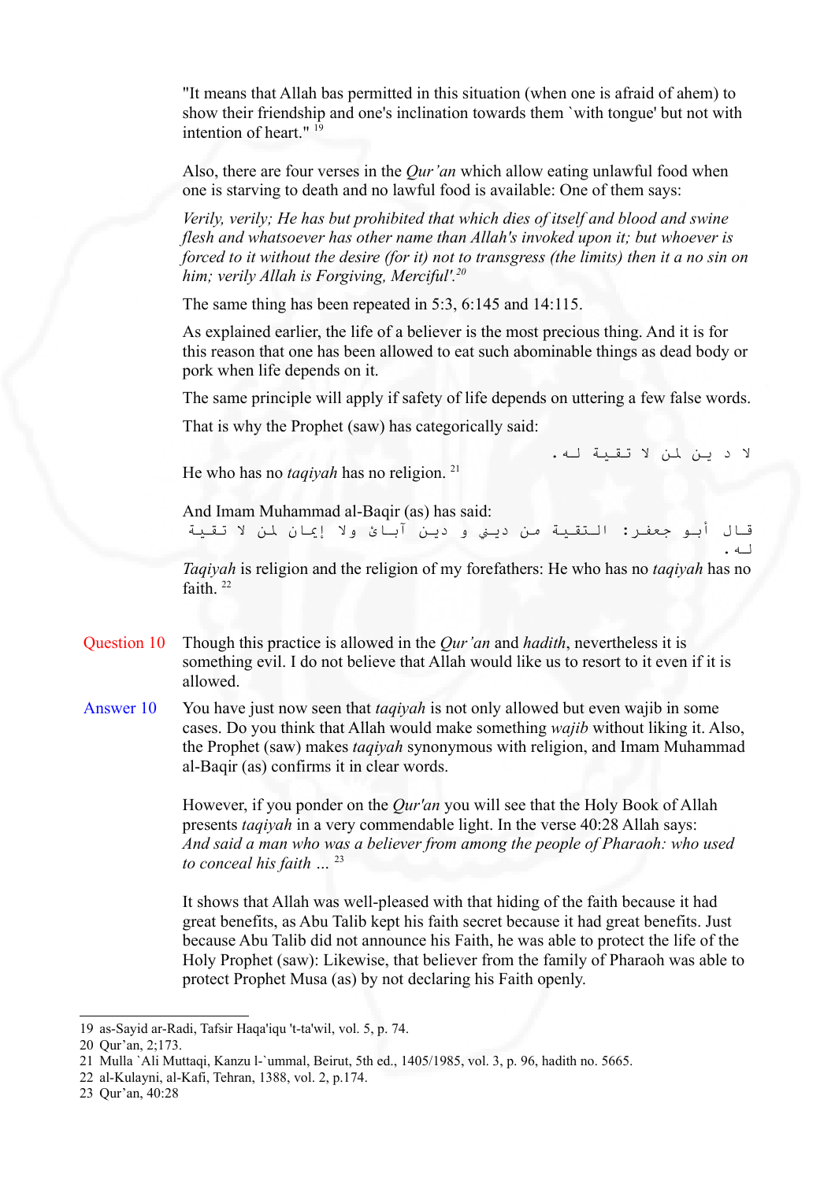"It means that Allah bas permitted in this situation (when one is afraid of ahem) to show their friendship and one's inclination towards them `with tongue' but not with intention of heart." [19]

Also, there are four verses in the *Qur'an* which allow eating unlawful food when one is starving to death and no lawful food is available: One of them says:

*Verily, verily; He has but prohibited that which dies of itself and blood and swine flesh and whatsoever has other name than Allah's invoked upon it; but whoever is forced to it without the desire (for it) not to transgress (the limits) then it a no sin on him; verily Allah is Forgiving, Merciful'.*[20]

The same thing has been repeated in 5:3, 6:145 and 14:115.

As explained earlier, the life of a believer is the most precious thing. And it is for this reason that one has been allowed to eat such abominable things as dead body or pork when life depends on it.

The same principle will apply if safety of life depends on uttering a few false words.

That is why the Prophet (saw) has categorically said:

لا دين لمن لا تقية له.

He who has no *taqiyah* has no religion. [21]

And Imam Muhammad al-Baqir (as) has said:

قال أبو جعفر: التقية من ديني و دين آبائ ولا إيمان لمن لا تقية له.

*Taqiyah* is religion and the religion of my forefathers: He who has no *taqiyah* has no faith. [22]

**Question 10** Though this practice is allowed in the *Qur'an* and *hadith*, nevertheless it is something evil. I do not believe that Allah would like us to resort to it even if it is allowed.

**Answer 10** You have just now seen that *taqiyah* is not only allowed but even wajib in some cases. Do you think that Allah would make something *wajib* without liking it. Also, the Prophet (saw) makes *taqiyah* synonymous with religion, and Imam Muhammad al-Baqir (as) confirms it in clear words.

However, if you ponder on the *Qur'an* you will see that the Holy Book of Allah presents *taqiyah* in a very commendable light. In the verse 40:28 Allah says: *And said a man who was a believer from among the people of Pharaoh: who used to conceal his faith …* [23]

It shows that Allah was well-pleased with that hiding of the faith because it had great benefits, as Abu Talib kept his faith secret because it had great benefits. Just because Abu Talib did not announce his Faith, he was able to protect the life of the Holy Prophet (saw): Likewise, that believer from the family of Pharaoh was able to protect Prophet Musa (as) by not declaring his Faith openly.

---

19 as-Sayid ar-Radi, Tafsir Haqa'iqu 't-ta'wil, vol. 5, p. 74.
20 Qur'an, 2;173.
21 Mulla `Ali Muttaqi, Kanzu l-`ummal, Beirut, 5th ed., 1405/1985, vol. 3, p. 96, hadith no. 5665.
22 al-Kulayni, al-Kafi, Tehran, 1388, vol. 2, p.174.
23 Qur'an, 40:28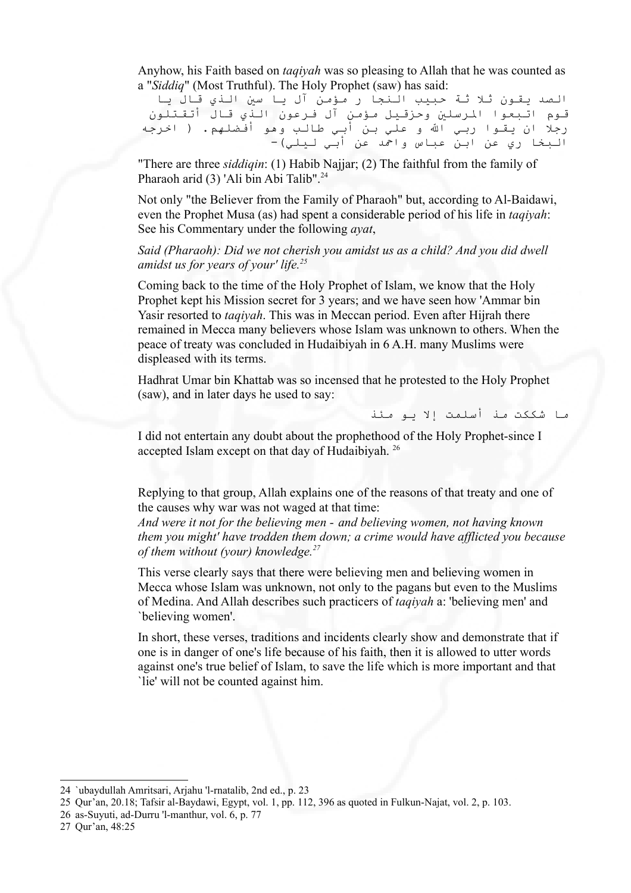Anyhow, his Faith based on *taqiyah* was so pleasing to Allah that he was counted as a "*Siddiq*" (Most Truthful). The Holy Prophet (saw) has said:

الصد يقون ثلا ثة حبيب النجا ر مؤمن آل يا سين الذي قال يا قوم اتبعوا المرسلين وحزقيل مؤمن آل فرعون الذي قال أتقتلون رجلا ان يقوا ربي الله و علي بن أبي طالب وهو أفضلهم. ( اخرجه البخا ري عن ابن عباس واحمد عن أبي ليلي)-

"There are three *siddiqin*: (1) Habib Najjar; (2) The faithful from the family of Pharaoh arid (3) 'Ali bin Abi Talib".[24]

Not only "the Believer from the Family of Pharaoh" but, according to Al-Baidawi, even the Prophet Musa (as) had spent a considerable period of his life in *taqiyah*: See his Commentary under the following *ayat*,

*Said (Pharaoh): Did we not cherish you amidst us as a child? And you did dwell amidst us for years of your' life.*[25]

Coming back to the time of the Holy Prophet of Islam, we know that the Holy Prophet kept his Mission secret for 3 years; and we have seen how 'Ammar bin Yasir resorted to *taqiyah*. This was in Meccan period. Even after Hijrah there remained in Mecca many believers whose Islam was unknown to others. When the peace of treaty was concluded in Hudaibiyah in 6 A.H. many Muslims were displeased with its terms.

Hadhrat Umar bin Khattab was so incensed that he protested to the Holy Prophet (saw), and in later days he used to say:

ما شككت مذ أسلمت إلا يو مئذ

I did not entertain any doubt about the prophethood of the Holy Prophet-since I accepted Islam except on that day of Hudaibiyah.[26]

Replying to that group, Allah explains one of the reasons of that treaty and one of the causes why war was not waged at that time:
*And were it not for the believing men - and believing women, not having known them you might' have trodden them down; a crime would have afflicted you because of them without (your) knowledge.*[27]

This verse clearly says that there were believing men and believing women in Mecca whose Islam was unknown, not only to the pagans but even to the Muslims of Medina. And Allah describes such practicers of *taqiyah* a: 'believing men' and `believing women'.

In short, these verses, traditions and incidents clearly show and demonstrate that if one is in danger of one's life because of his faith, then it is allowed to utter words against one's true belief of Islam, to save the life which is more important and that `lie' will not be counted against him.

---

24 `ubaydullah Amritsari, Arjahu 'l-rnatalib, 2nd ed., p. 23

25 Qur'an, 20.18; Tafsir al-Baydawi, Egypt, vol. 1, pp. 112, 396 as quoted in Fulkun-Najat, vol. 2, p. 103.

26 as-Suyuti, ad-Durru 'l-manthur, vol. 6, p. 77

27 Qur'an, 48:25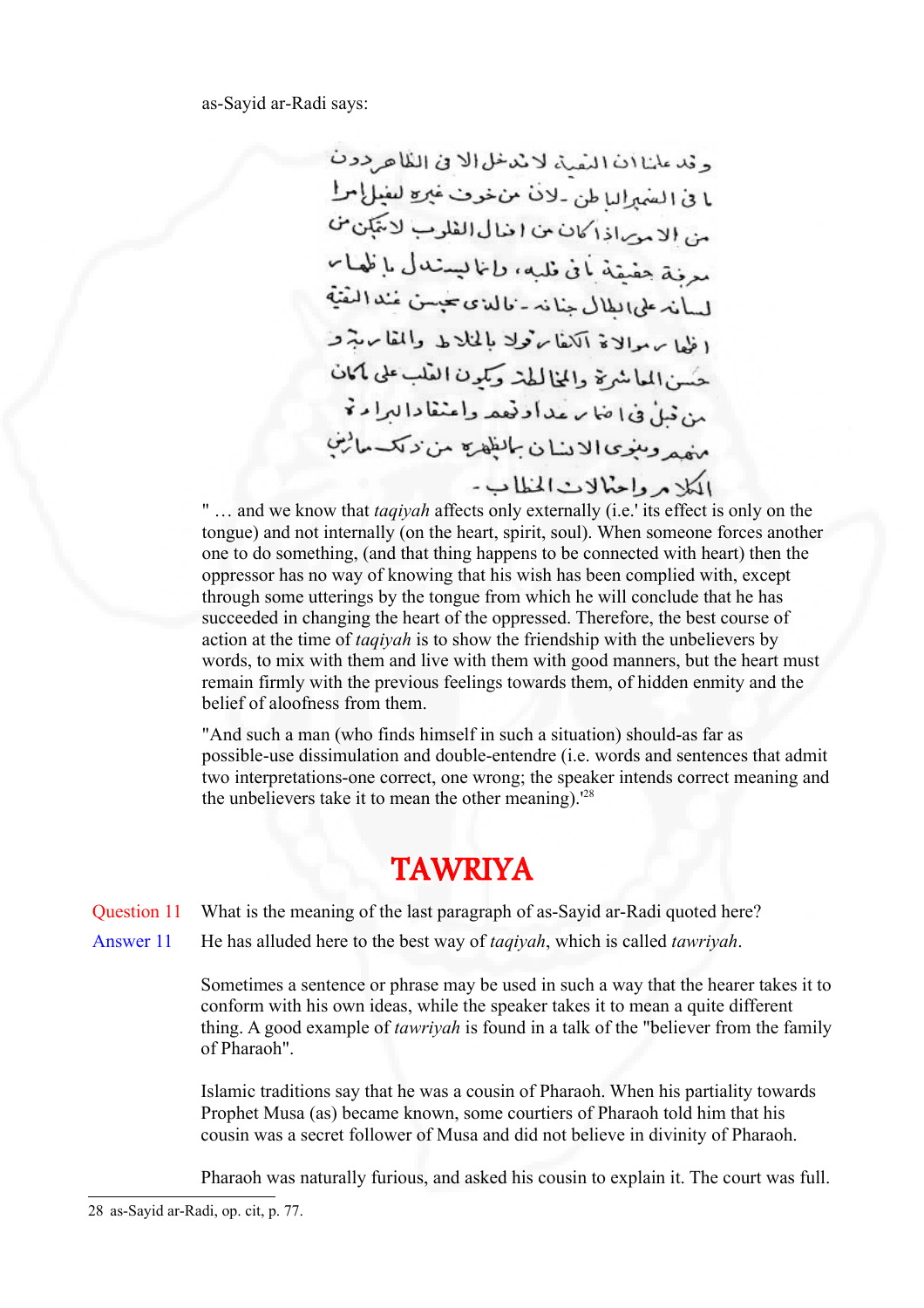as-Sayid ar-Radi says:

وقد علمنا ان التقية لا تدخل الا في الظاهر دون ما في الضمير الباطن - لان من خوف غيره ليفعل امراً من الامور اذا كان من افعال القلوب لا يتمكن من معرفة حقيقة ما في قلبه، وانما يستدل باظهار لسانه على ابطال جنانه - فالذي يحسن عند التقية اظهار موالاة الكفار قولا بالخلاط والمقاربة وحسن المعاشرة والمخالطة ويكون القلب على ما كان من قبل في اضمار عداوتهم واعتقاد البراءة منهم وينوي الانسان بما يظهره من ذلك معاريض الكلام واحتمالات الخطاب -

" … and we know that *taqiyah* affects only externally (i.e.' its effect is only on the tongue) and not internally (on the heart, spirit, soul). When someone forces another one to do something, (and that thing happens to be connected with heart) then the oppressor has no way of knowing that his wish has been complied with, except through some utterings by the tongue from which he will conclude that he has succeeded in changing the heart of the oppressed. Therefore, the best course of action at the time of *taqiyah* is to show the friendship with the unbelievers by words, to mix with them and live with them with good manners, but the heart must remain firmly with the previous feelings towards them, of hidden enmity and the belief of aloofness from them.

"And such a man (who finds himself in such a situation) should-as far as possible-use dissimulation and double-entendre (i.e. words and sentences that admit two interpretations-one correct, one wrong; the speaker intends correct meaning and the unbelievers take it to mean the other meaning).'[28]

## TAWRIYA

**Question 11** What is the meaning of the last paragraph of as-Sayid ar-Radi quoted here?

**Answer 11** He has alluded here to the best way of *taqiyah*, which is called *tawriyah*.

Sometimes a sentence or phrase may be used in such a way that the hearer takes it to conform with his own ideas, while the speaker takes it to mean a quite different thing. A good example of *tawriyah* is found in a talk of the "believer from the family of Pharaoh".

Islamic traditions say that he was a cousin of Pharaoh. When his partiality towards Prophet Musa (as) became known, some courtiers of Pharaoh told him that his cousin was a secret follower of Musa and did not believe in divinity of Pharaoh.

Pharaoh was naturally furious, and asked his cousin to explain it. The court was full.

---

28 as-Sayid ar-Radi, op. cit, p. 77.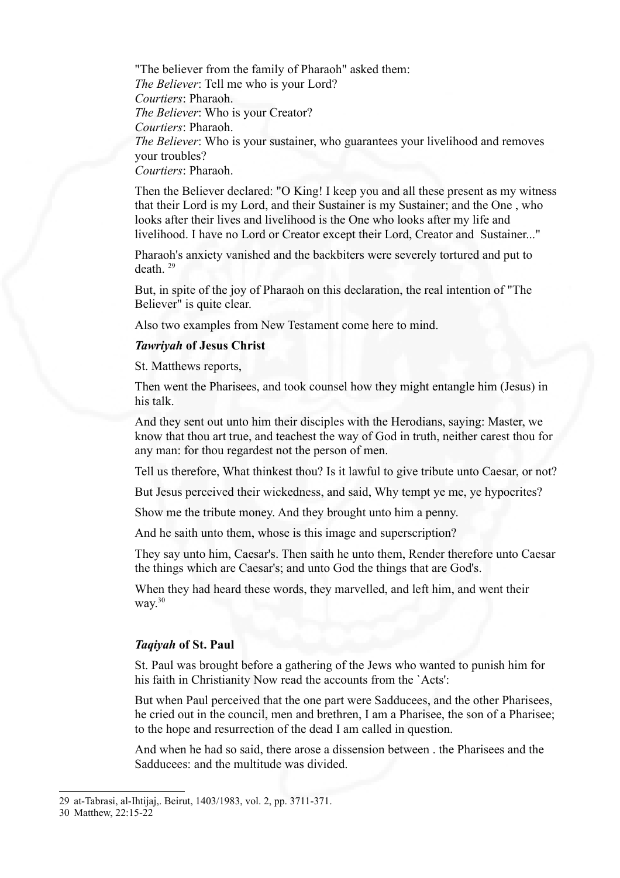"The believer from the family of Pharaoh" asked them:
*The Believer*: Tell me who is your Lord?
*Courtiers*: Pharaoh.
*The Believer*: Who is your Creator?
*Courtiers*: Pharaoh.
*The Believer*: Who is your sustainer, who guarantees your livelihood and removes your troubles?
*Courtiers*: Pharaoh.

Then the Believer declared: "O King! I keep you and all these present as my witness that their Lord is my Lord, and their Sustainer is my Sustainer; and the One , who looks after their lives and livelihood is the One who looks after my life and livelihood. I have no Lord or Creator except their Lord, Creator and Sustainer..."

Pharaoh's anxiety vanished and the backbiters were severely tortured and put to death. [29]

But, in spite of the joy of Pharaoh on this declaration, the real intention of "The Believer" is quite clear.

Also two examples from New Testament come here to mind.

### *Tawriyah* of Jesus Christ

St. Matthews reports,

Then went the Pharisees, and took counsel how they might entangle him (Jesus) in his talk.

And they sent out unto him their disciples with the Herodians, saying: Master, we know that thou art true, and teachest the way of God in truth, neither carest thou for any man: for thou regardest not the person of men.

Tell us therefore, What thinkest thou? Is it lawful to give tribute unto Caesar, or not?

But Jesus perceived their wickedness, and said, Why tempt ye me, ye hypocrites?

Show me the tribute money. And they brought unto him a penny.

And he saith unto them, whose is this image and superscription?

They say unto him, Caesar's. Then saith he unto them, Render therefore unto Caesar the things which are Caesar's; and unto God the things that are God's.

When they had heard these words, they marvelled, and left him, and went their way.[30]

### *Taqiyah* of St. Paul

St. Paul was brought before a gathering of the Jews who wanted to punish him for his faith in Christianity Now read the accounts from the `Acts':

But when Paul perceived that the one part were Sadducees, and the other Pharisees, he cried out in the council, men and brethren, I am a Pharisee, the son of a Pharisee; to the hope and resurrection of the dead I am called in question.

And when he had so said, there arose a dissension between . the Pharisees and the Sadducees: and the multitude was divided.

---

29 at-Tabrasi, al-Ihtijaj,. Beirut, 1403/1983, vol. 2, pp. 3711-371.

30 Matthew, 22:15-22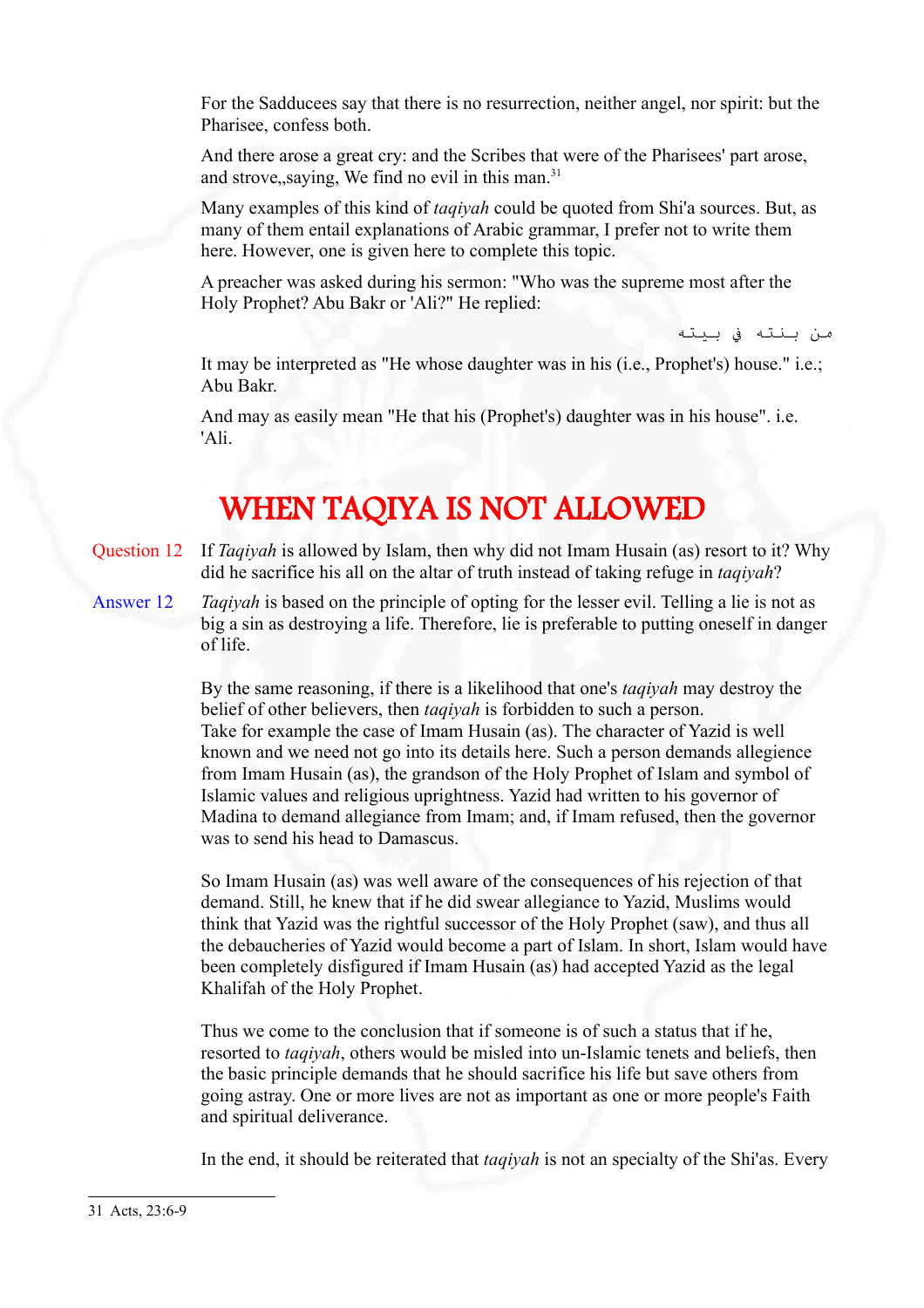For the Sadducees say that there is no resurrection, neither angel, nor spirit: but the Pharisee, confess both.

And there arose a great cry: and the Scribes that were of the Pharisees' part arose, and strove,,saying, We find no evil in this man.[31]

Many examples of this kind of *taqiyah* could be quoted from Shi'a sources. But, as many of them entail explanations of Arabic grammar, I prefer not to write them here. However, one is given here to complete this topic.

A preacher was asked during his sermon: "Who was the supreme most after the Holy Prophet? Abu Bakr or 'Ali?" He replied:

من بنته في بيته

It may be interpreted as "He whose daughter was in his (i.e., Prophet's) house." i.e.; Abu Bakr.

And may as easily mean "He that his (Prophet's) daughter was in his house". i.e. 'Ali.

# WHEN TAQIYA IS NOT ALLOWED

Question 12 If *Taqiyah* is allowed by Islam, then why did not Imam Husain (as) resort to it? Why did he sacrifice his all on the altar of truth instead of taking refuge in *taqiyah*?

Answer 12 *Taqiyah* is based on the principle of opting for the lesser evil. Telling a lie is not as big a sin as destroying a life. Therefore, lie is preferable to putting oneself in danger of life.

By the same reasoning, if there is a likelihood that one's *taqiyah* may destroy the belief of other believers, then *taqiyah* is forbidden to such a person.
Take for example the case of Imam Husain (as). The character of Yazid is well known and we need not go into its details here. Such a person demands allegience from Imam Husain (as), the grandson of the Holy Prophet of Islam and symbol of Islamic values and religious uprightness. Yazid had written to his governor of Madina to demand allegiance from Imam; and, if Imam refused, then the governor was to send his head to Damascus.

So Imam Husain (as) was well aware of the consequences of his rejection of that demand. Still, he knew that if he did swear allegiance to Yazid, Muslims would think that Yazid was the rightful successor of the Holy Prophet (saw), and thus all the debaucheries of Yazid would become a part of Islam. In short, Islam would have been completely disfigured if Imam Husain (as) had accepted Yazid as the legal Khalifah of the Holy Prophet.

Thus we come to the conclusion that if someone is of such a status that if he, resorted to *taqiyah*, others would be misled into un-Islamic tenets and beliefs, then the basic principle demands that he should sacrifice his life but save others from going astray. One or more lives are not as important as one or more people's Faith and spiritual deliverance.

In the end, it should be reiterated that *taqiyah* is not an specialty of the Shi'as. Every

---

31 Acts, 23:6-9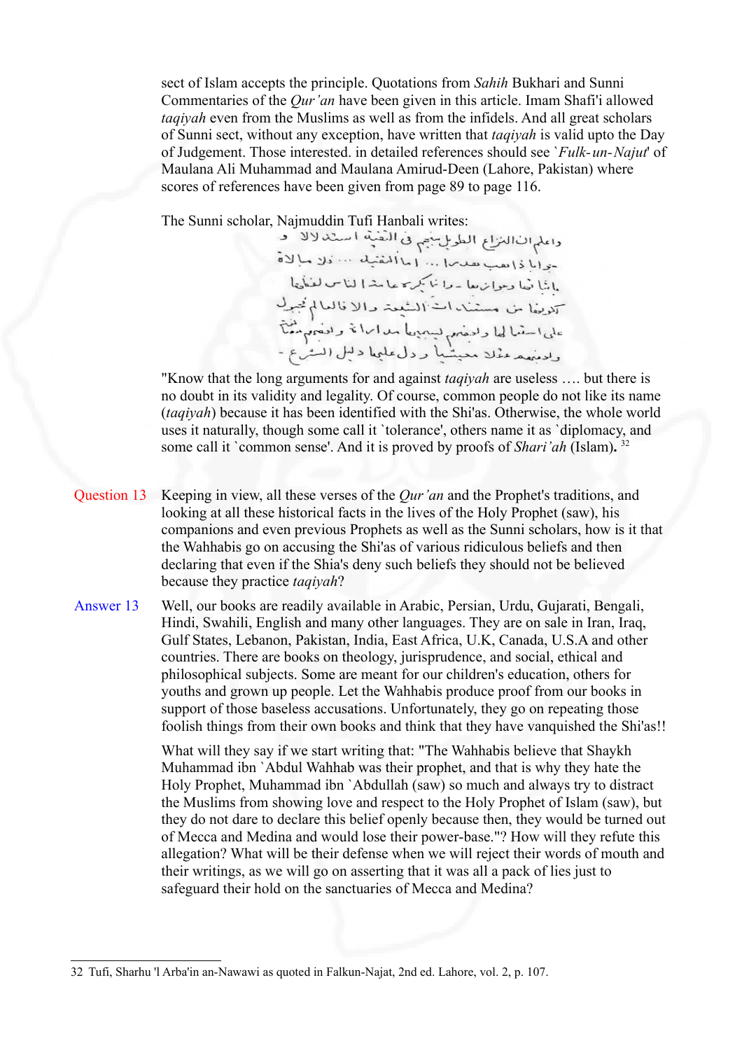sect of Islam accepts the principle. Quotations from *Sahih* Bukhari and Sunni Commentaries of the *Qur'an* have been given in this article. Imam Shafi'i allowed *taqiyah* even from the Muslims as well as from the infidels. And all great scholars of Sunni sect, without any exception, have written that *taqiyah* is valid upto the Day of Judgement. Those interested. in detailed references should see `*Fulk-un-Najut*' of Maulana Ali Muhammad and Maulana Amirud-Deen (Lahore, Pakistan) where scores of references have been given from page 89 to page 116.

The Sunni scholar, Najmuddin Tufi Hanbali writes:

واعلم ان النزاع الطويل بينهم فى التقية استدلالا وجوابا ذاهب هدرا ... اما التقية ... ولا مبالاة بانها نما دعوانها - وانما يكرها عامة الناس لفظها لكونها من مستندات الشيعة والا فالعالم مجبول على استعمالها ولعضهم يسميها مداراة وبعضهم يسميها عقلا معيشيا ودل عليها دليل الشرع -

"Know that the long arguments for and against *taqiyah* are useless …. but there is no doubt in its validity and legality. Of course, common people do not like its name (*taqiyah*) because it has been identified with the Shi'as. Otherwise, the whole world uses it naturally, though some call it `tolerance', others name it as `diplomacy, and some call it `common sense'. And it is proved by proofs of *Shari'ah* (Islam).[32]

**Question 13** Keeping in view, all these verses of the *Qur'an* and the Prophet's traditions, and looking at all these historical facts in the lives of the Holy Prophet (saw), his companions and even previous Prophets as well as the Sunni scholars, how is it that the Wahhabis go on accusing the Shi'as of various ridiculous beliefs and then declaring that even if the Shia's deny such beliefs they should not be believed because they practice *taqiyah*?

**Answer 13** Well, our books are readily available in Arabic, Persian, Urdu, Gujarati, Bengali, Hindi, Swahili, English and many other languages. They are on sale in Iran, Iraq, Gulf States, Lebanon, Pakistan, India, East Africa, U.K, Canada, U.S.A and other countries. There are books on theology, jurisprudence, and social, ethical and philosophical subjects. Some are meant for our children's education, others for youths and grown up people. Let the Wahhabis produce proof from our books in support of those baseless accusations. Unfortunately, they go on repeating those foolish things from their own books and think that they have vanquished the Shi'as!!

What will they say if we start writing that: "The Wahhabis believe that Shaykh Muhammad ibn `Abdul Wahhab was their prophet, and that is why they hate the Holy Prophet, Muhammad ibn `Abdullah (saw) so much and always try to distract the Muslims from showing love and respect to the Holy Prophet of Islam (saw), but they do not dare to declare this belief openly because then, they would be turned out of Mecca and Medina and would lose their power-base."? How will they refute this allegation? What will be their defense when we will reject their words of mouth and their writings, as we will go on asserting that it was all a pack of lies just to safeguard their hold on the sanctuaries of Mecca and Medina?

---

32 Tufi, Sharhu 'l Arba'in an-Nawawi as quoted in Falkun-Najat, 2nd ed. Lahore, vol. 2, p. 107.